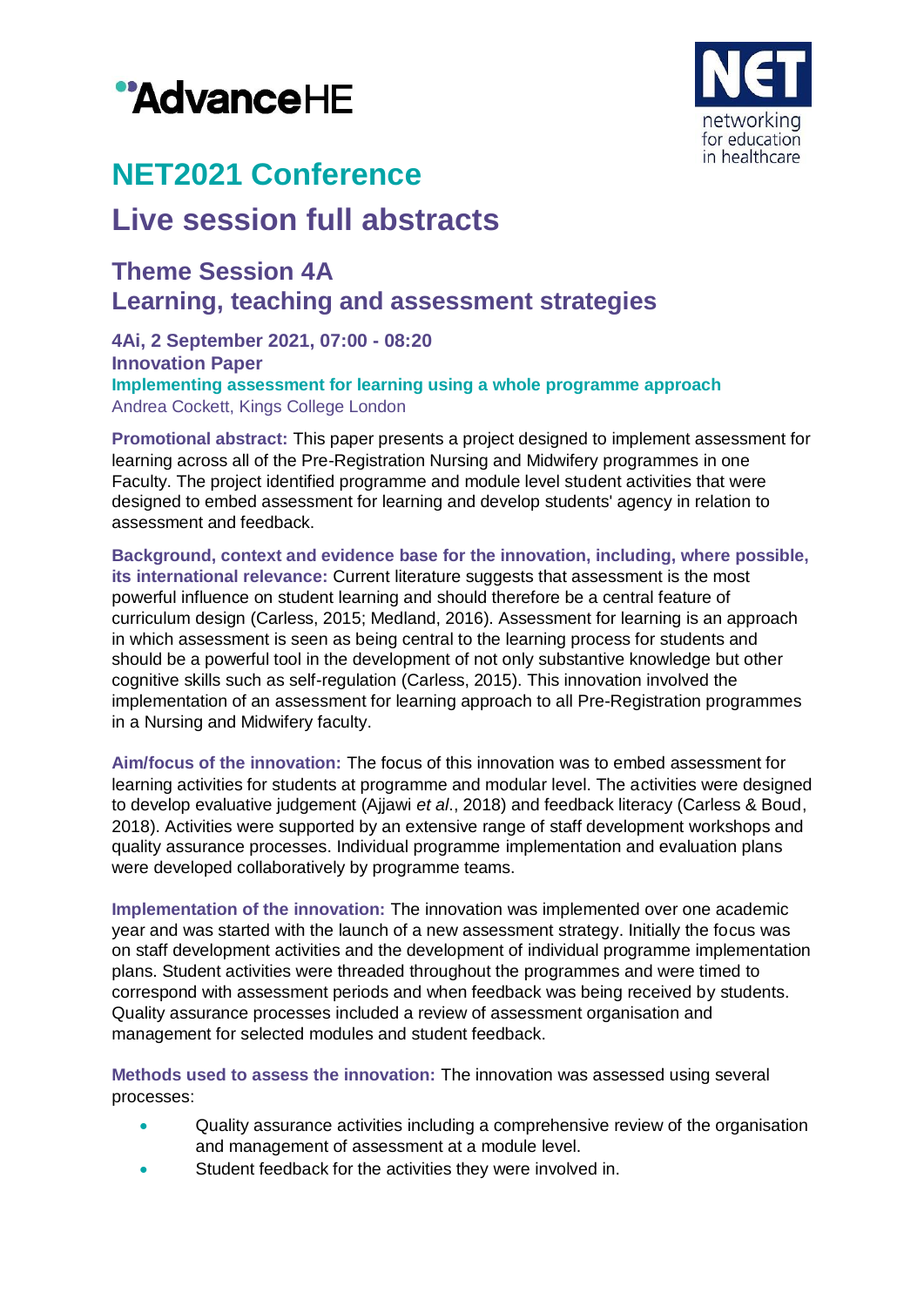# NET2021 Conference

# Live session full abstracts

## Theme Session 4A
## Learning, teaching and assessment strategies

**4Ai, 2 September 2021, 07:00 - 08:20**
**Innovation Paper**
**Implementing assessment for learning using a whole programme approach**
Andrea Cockett, Kings College London

**Promotional abstract:** This paper presents a project designed to implement assessment for learning across all of the Pre-Registration Nursing and Midwifery programmes in one Faculty. The project identified programme and module level student activities that were designed to embed assessment for learning and develop students' agency in relation to assessment and feedback.

**Background, context and evidence base for the innovation, including, where possible, its international relevance:** Current literature suggests that assessment is the most powerful influence on student learning and should therefore be a central feature of curriculum design (Carless, 2015; Medland, 2016). Assessment for learning is an approach in which assessment is seen as being central to the learning process for students and should be a powerful tool in the development of not only substantive knowledge but other cognitive skills such as self-regulation (Carless, 2015). This innovation involved the implementation of an assessment for learning approach to all Pre-Registration programmes in a Nursing and Midwifery faculty.

**Aim/focus of the innovation:** The focus of this innovation was to embed assessment for learning activities for students at programme and modular level. The activities were designed to develop evaluative judgement (Ajjawi *et al*., 2018) and feedback literacy (Carless & Boud, 2018). Activities were supported by an extensive range of staff development workshops and quality assurance processes. Individual programme implementation and evaluation plans were developed collaboratively by programme teams.

**Implementation of the innovation:** The innovation was implemented over one academic year and was started with the launch of a new assessment strategy. Initially the focus was on staff development activities and the development of individual programme implementation plans. Student activities were threaded throughout the programmes and were timed to correspond with assessment periods and when feedback was being received by students. Quality assurance processes included a review of assessment organisation and management for selected modules and student feedback.

**Methods used to assess the innovation:** The innovation was assessed using several processes:

- Quality assurance activities including a comprehensive review of the organisation and management of assessment at a module level.
- Student feedback for the activities they were involved in.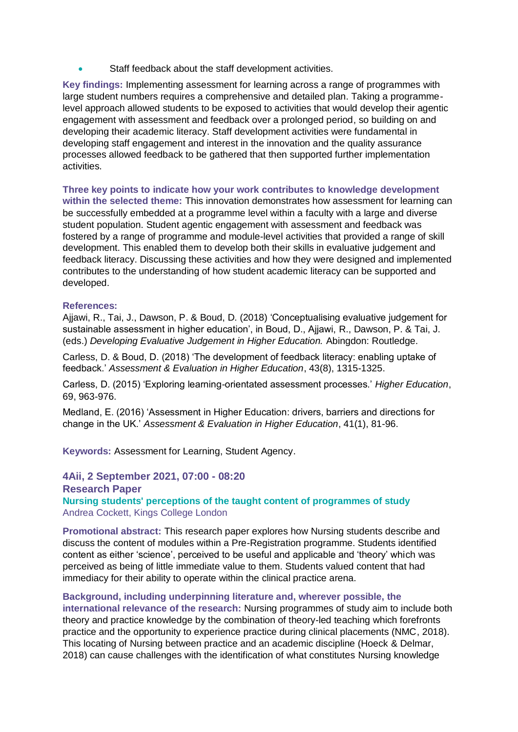- Staff feedback about the staff development activities.

**Key findings:** Implementing assessment for learning across a range of programmes with large student numbers requires a comprehensive and detailed plan. Taking a programme-level approach allowed students to be exposed to activities that would develop their agentic engagement with assessment and feedback over a prolonged period, so building on and developing their academic literacy. Staff development activities were fundamental in developing staff engagement and interest in the innovation and the quality assurance processes allowed feedback to be gathered that then supported further implementation activities.

**Three key points to indicate how your work contributes to knowledge development within the selected theme:** This innovation demonstrates how assessment for learning can be successfully embedded at a programme level within a faculty with a large and diverse student population. Student agentic engagement with assessment and feedback was fostered by a range of programme and module-level activities that provided a range of skill development. This enabled them to develop both their skills in evaluative judgement and feedback literacy. Discussing these activities and how they were designed and implemented contributes to the understanding of how student academic literacy can be supported and developed.

**References:**

Ajjawi, R., Tai, J., Dawson, P. & Boud, D. (2018) 'Conceptualising evaluative judgement for sustainable assessment in higher education', in Boud, D., Ajjawi, R., Dawson, P. & Tai, J. (eds.) *Developing Evaluative Judgement in Higher Education.* Abingdon: Routledge.

Carless, D. & Boud, D. (2018) 'The development of feedback literacy: enabling uptake of feedback.' *Assessment & Evaluation in Higher Education*, 43(8), 1315-1325.

Carless, D. (2015) 'Exploring learning-orientated assessment processes.' *Higher Education*, 69, 963-976.

Medland, E. (2016) 'Assessment in Higher Education: drivers, barriers and directions for change in the UK.' *Assessment & Evaluation in Higher Education*, 41(1), 81-96.

**Keywords:** Assessment for Learning, Student Agency.

## 4Aii, 2 September 2021, 07:00 - 08:20

### Research Paper

### Nursing students' perceptions of the taught content of programmes of study

Andrea Cockett, Kings College London

**Promotional abstract:** This research paper explores how Nursing students describe and discuss the content of modules within a Pre-Registration programme. Students identified content as either 'science', perceived to be useful and applicable and 'theory' which was perceived as being of little immediate value to them. Students valued content that had immediacy for their ability to operate within the clinical practice arena.

**Background, including underpinning literature and, wherever possible, the international relevance of the research:** Nursing programmes of study aim to include both theory and practice knowledge by the combination of theory-led teaching which forefronts practice and the opportunity to experience practice during clinical placements (NMC, 2018). This locating of Nursing between practice and an academic discipline (Hoeck & Delmar, 2018) can cause challenges with the identification of what constitutes Nursing knowledge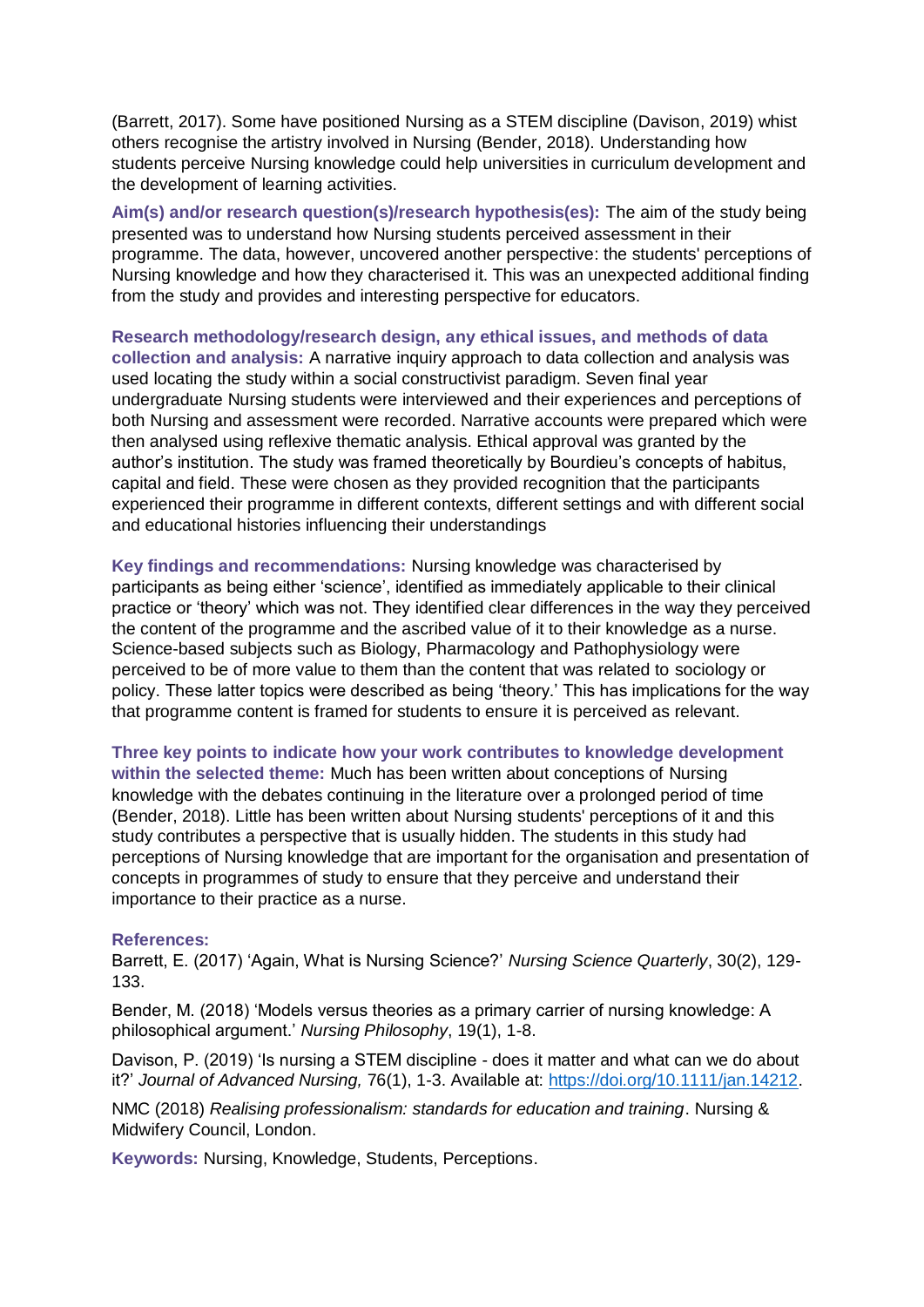(Barrett, 2017). Some have positioned Nursing as a STEM discipline (Davison, 2019) whist others recognise the artistry involved in Nursing (Bender, 2018). Understanding how students perceive Nursing knowledge could help universities in curriculum development and the development of learning activities.

**Aim(s) and/or research question(s)/research hypothesis(es):** The aim of the study being presented was to understand how Nursing students perceived assessment in their programme. The data, however, uncovered another perspective: the students' perceptions of Nursing knowledge and how they characterised it. This was an unexpected additional finding from the study and provides and interesting perspective for educators.

**Research methodology/research design, any ethical issues, and methods of data collection and analysis:** A narrative inquiry approach to data collection and analysis was used locating the study within a social constructivist paradigm. Seven final year undergraduate Nursing students were interviewed and their experiences and perceptions of both Nursing and assessment were recorded. Narrative accounts were prepared which were then analysed using reflexive thematic analysis. Ethical approval was granted by the author's institution. The study was framed theoretically by Bourdieu's concepts of habitus, capital and field. These were chosen as they provided recognition that the participants experienced their programme in different contexts, different settings and with different social and educational histories influencing their understandings

**Key findings and recommendations:** Nursing knowledge was characterised by participants as being either 'science', identified as immediately applicable to their clinical practice or 'theory' which was not. They identified clear differences in the way they perceived the content of the programme and the ascribed value of it to their knowledge as a nurse. Science-based subjects such as Biology, Pharmacology and Pathophysiology were perceived to be of more value to them than the content that was related to sociology or policy. These latter topics were described as being 'theory.' This has implications for the way that programme content is framed for students to ensure it is perceived as relevant.

**Three key points to indicate how your work contributes to knowledge development within the selected theme:** Much has been written about conceptions of Nursing knowledge with the debates continuing in the literature over a prolonged period of time (Bender, 2018). Little has been written about Nursing students' perceptions of it and this study contributes a perspective that is usually hidden. The students in this study had perceptions of Nursing knowledge that are important for the organisation and presentation of concepts in programmes of study to ensure that they perceive and understand their importance to their practice as a nurse.

**References:**

Barrett, E. (2017) 'Again, What is Nursing Science?' *Nursing Science Quarterly*, 30(2), 129-133.

Bender, M. (2018) 'Models versus theories as a primary carrier of nursing knowledge: A philosophical argument.' *Nursing Philosophy*, 19(1), 1-8.

Davison, P. (2019) 'Is nursing a STEM discipline - does it matter and what can we do about it?' *Journal of Advanced Nursing,* 76(1), 1-3. Available at: https://doi.org/10.1111/jan.14212.

NMC (2018) *Realising professionalism: standards for education and training*. Nursing & Midwifery Council, London.

**Keywords:** Nursing, Knowledge, Students, Perceptions.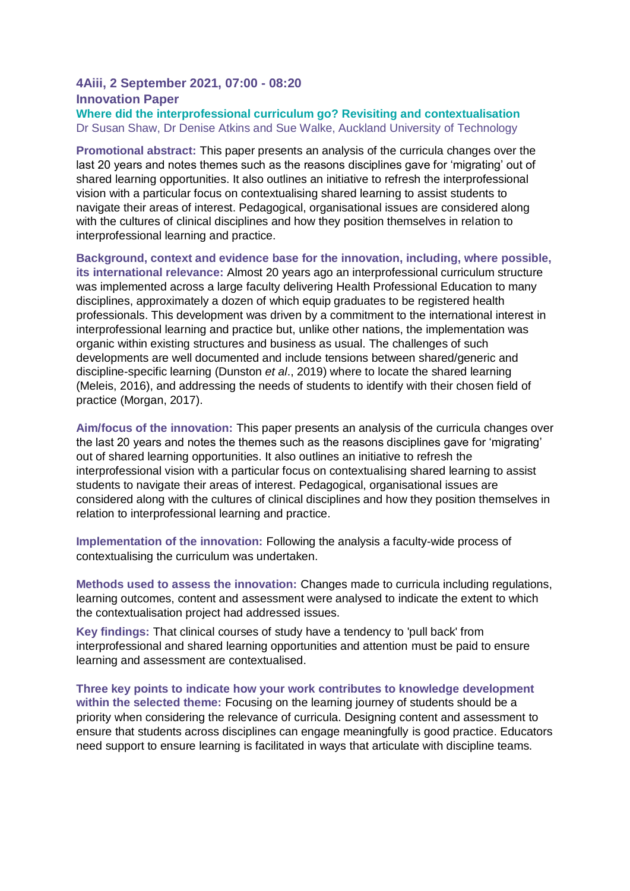### 4Aiii, 2 September 2021, 07:00 - 08:20

### Innovation Paper

## Where did the interprofessional curriculum go? Revisiting and contextualisation

Dr Susan Shaw, Dr Denise Atkins and Sue Walke, Auckland University of Technology

**Promotional abstract:** This paper presents an analysis of the curricula changes over the last 20 years and notes themes such as the reasons disciplines gave for 'migrating' out of shared learning opportunities. It also outlines an initiative to refresh the interprofessional vision with a particular focus on contextualising shared learning to assist students to navigate their areas of interest. Pedagogical, organisational issues are considered along with the cultures of clinical disciplines and how they position themselves in relation to interprofessional learning and practice.

**Background, context and evidence base for the innovation, including, where possible, its international relevance:** Almost 20 years ago an interprofessional curriculum structure was implemented across a large faculty delivering Health Professional Education to many disciplines, approximately a dozen of which equip graduates to be registered health professionals. This development was driven by a commitment to the international interest in interprofessional learning and practice but, unlike other nations, the implementation was organic within existing structures and business as usual. The challenges of such developments are well documented and include tensions between shared/generic and discipline-specific learning (Dunston *et al*., 2019) where to locate the shared learning (Meleis, 2016), and addressing the needs of students to identify with their chosen field of practice (Morgan, 2017).

**Aim/focus of the innovation:** This paper presents an analysis of the curricula changes over the last 20 years and notes the themes such as the reasons disciplines gave for 'migrating' out of shared learning opportunities. It also outlines an initiative to refresh the interprofessional vision with a particular focus on contextualising shared learning to assist students to navigate their areas of interest. Pedagogical, organisational issues are considered along with the cultures of clinical disciplines and how they position themselves in relation to interprofessional learning and practice.

**Implementation of the innovation:** Following the analysis a faculty-wide process of contextualising the curriculum was undertaken.

**Methods used to assess the innovation:** Changes made to curricula including regulations, learning outcomes, content and assessment were analysed to indicate the extent to which the contextualisation project had addressed issues.

**Key findings:** That clinical courses of study have a tendency to 'pull back' from interprofessional and shared learning opportunities and attention must be paid to ensure learning and assessment are contextualised.

**Three key points to indicate how your work contributes to knowledge development within the selected theme:** Focusing on the learning journey of students should be a priority when considering the relevance of curricula. Designing content and assessment to ensure that students across disciplines can engage meaningfully is good practice. Educators need support to ensure learning is facilitated in ways that articulate with discipline teams.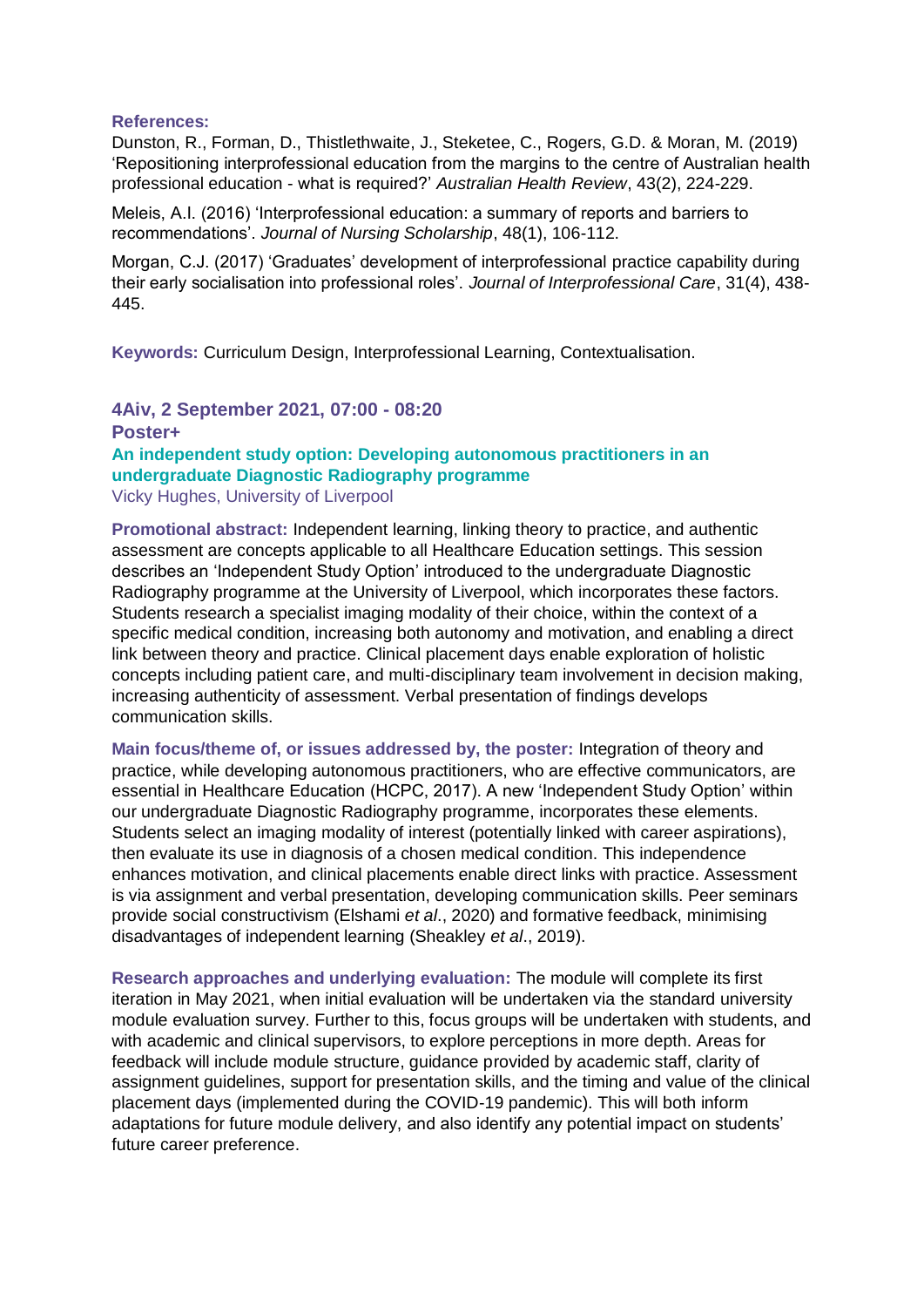**References:**

Dunston, R., Forman, D., Thistlethwaite, J., Steketee, C., Rogers, G.D. & Moran, M. (2019) 'Repositioning interprofessional education from the margins to the centre of Australian health professional education - what is required?' *Australian Health Review*, 43(2), 224-229.

Meleis, A.I. (2016) 'Interprofessional education: a summary of reports and barriers to recommendations'. *Journal of Nursing Scholarship*, 48(1), 106-112.

Morgan, C.J. (2017) 'Graduates' development of interprofessional practice capability during their early socialisation into professional roles'. *Journal of Interprofessional Care*, 31(4), 438-445.

**Keywords:** Curriculum Design, Interprofessional Learning, Contextualisation.

### 4Aiv, 2 September 2021, 07:00 - 08:20

**Poster+**

### An independent study option: Developing autonomous practitioners in an undergraduate Diagnostic Radiography programme

Vicky Hughes, University of Liverpool

**Promotional abstract:** Independent learning, linking theory to practice, and authentic assessment are concepts applicable to all Healthcare Education settings. This session describes an 'Independent Study Option' introduced to the undergraduate Diagnostic Radiography programme at the University of Liverpool, which incorporates these factors. Students research a specialist imaging modality of their choice, within the context of a specific medical condition, increasing both autonomy and motivation, and enabling a direct link between theory and practice. Clinical placement days enable exploration of holistic concepts including patient care, and multi-disciplinary team involvement in decision making, increasing authenticity of assessment. Verbal presentation of findings develops communication skills.

**Main focus/theme of, or issues addressed by, the poster:** Integration of theory and practice, while developing autonomous practitioners, who are effective communicators, are essential in Healthcare Education (HCPC, 2017). A new 'Independent Study Option' within our undergraduate Diagnostic Radiography programme, incorporates these elements. Students select an imaging modality of interest (potentially linked with career aspirations), then evaluate its use in diagnosis of a chosen medical condition. This independence enhances motivation, and clinical placements enable direct links with practice. Assessment is via assignment and verbal presentation, developing communication skills. Peer seminars provide social constructivism (Elshami *et al*., 2020) and formative feedback, minimising disadvantages of independent learning (Sheakley *et al*., 2019).

**Research approaches and underlying evaluation:** The module will complete its first iteration in May 2021, when initial evaluation will be undertaken via the standard university module evaluation survey. Further to this, focus groups will be undertaken with students, and with academic and clinical supervisors, to explore perceptions in more depth. Areas for feedback will include module structure, guidance provided by academic staff, clarity of assignment guidelines, support for presentation skills, and the timing and value of the clinical placement days (implemented during the COVID-19 pandemic). This will both inform adaptations for future module delivery, and also identify any potential impact on students' future career preference.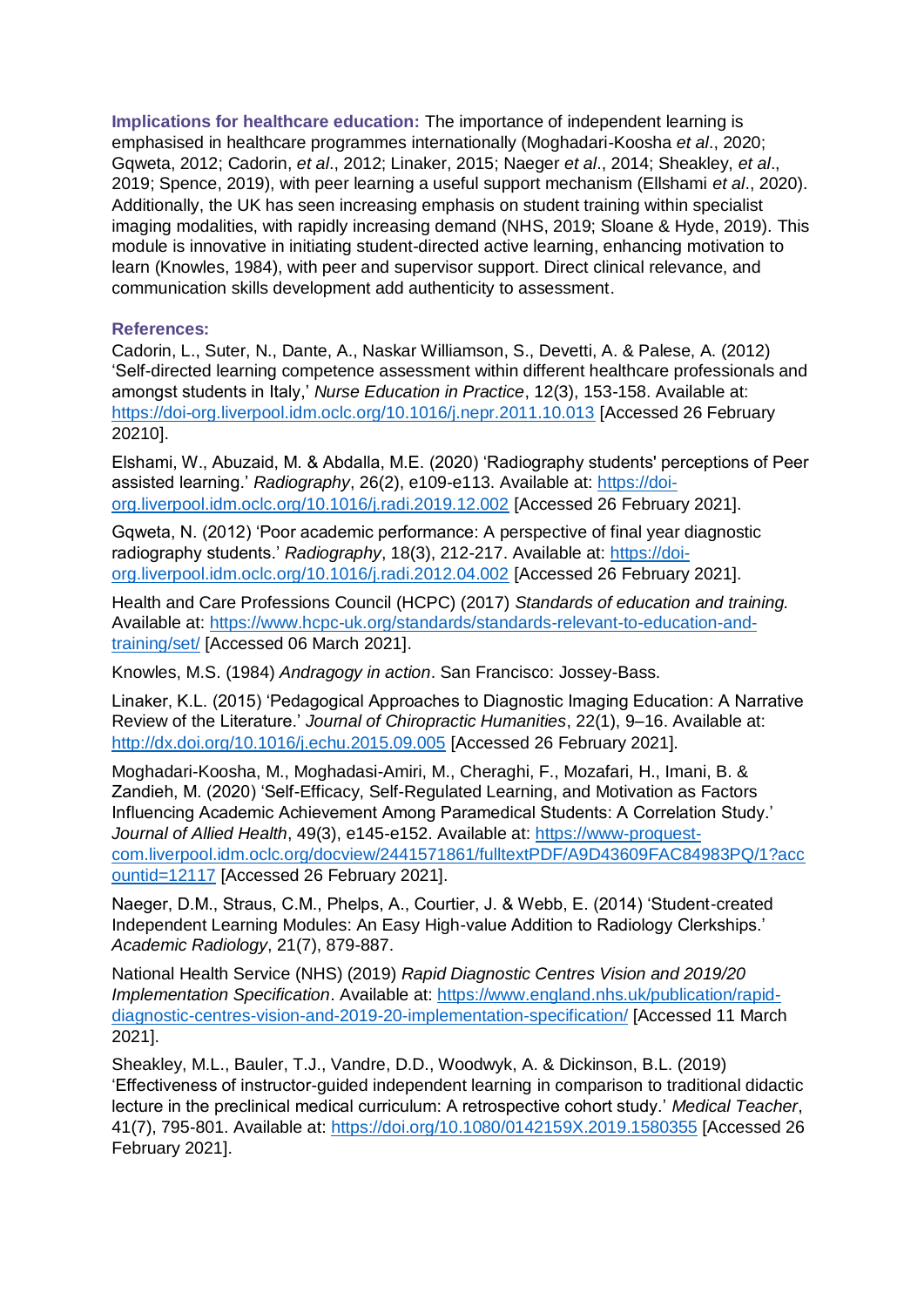**Implications for healthcare education:** The importance of independent learning is emphasised in healthcare programmes internationally (Moghadari-Koosha *et al*., 2020; Gqweta, 2012; Cadorin, *et al*., 2012; Linaker, 2015; Naeger *et al*., 2014; Sheakley, *et al*., 2019; Spence, 2019), with peer learning a useful support mechanism (Ellshami *et al*., 2020). Additionally, the UK has seen increasing emphasis on student training within specialist imaging modalities, with rapidly increasing demand (NHS, 2019; Sloane & Hyde, 2019). This module is innovative in initiating student-directed active learning, enhancing motivation to learn (Knowles, 1984), with peer and supervisor support. Direct clinical relevance, and communication skills development add authenticity to assessment.

**References:**

Cadorin, L., Suter, N., Dante, A., Naskar Williamson, S., Devetti, A. & Palese, A. (2012) 'Self-directed learning competence assessment within different healthcare professionals and amongst students in Italy,' *Nurse Education in Practice*, 12(3), 153-158. Available at: https://doi-org.liverpool.idm.oclc.org/10.1016/j.nepr.2011.10.013 [Accessed 26 February 20210].

Elshami, W., Abuzaid, M. & Abdalla, M.E. (2020) 'Radiography students' perceptions of Peer assisted learning.' *Radiography*, 26(2), e109-e113. Available at: https://doi-org.liverpool.idm.oclc.org/10.1016/j.radi.2019.12.002 [Accessed 26 February 2021].

Gqweta, N. (2012) 'Poor academic performance: A perspective of final year diagnostic radiography students.' *Radiography*, 18(3), 212-217. Available at: https://doi-org.liverpool.idm.oclc.org/10.1016/j.radi.2012.04.002 [Accessed 26 February 2021].

Health and Care Professions Council (HCPC) (2017) *Standards of education and training.* Available at: https://www.hcpc-uk.org/standards/standards-relevant-to-education-and-training/set/ [Accessed 06 March 2021].

Knowles, M.S. (1984) *Andragogy in action*. San Francisco: Jossey-Bass.

Linaker, K.L. (2015) 'Pedagogical Approaches to Diagnostic Imaging Education: A Narrative Review of the Literature.' *Journal of Chiropractic Humanities*, 22(1), 9–16. Available at: http://dx.doi.org/10.1016/j.echu.2015.09.005 [Accessed 26 February 2021].

Moghadari-Koosha, M., Moghadasi-Amiri, M., Cheraghi, F., Mozafari, H., Imani, B. & Zandieh, M. (2020) 'Self-Efficacy, Self-Regulated Learning, and Motivation as Factors Influencing Academic Achievement Among Paramedical Students: A Correlation Study.' *Journal of Allied Health*, 49(3), e145-e152. Available at: https://www-proquest-com.liverpool.idm.oclc.org/docview/2441571861/fulltextPDF/A9D43609FAC84983PQ/1?accountid=12117 [Accessed 26 February 2021].

Naeger, D.M., Straus, C.M., Phelps, A., Courtier, J. & Webb, E. (2014) 'Student-created Independent Learning Modules: An Easy High-value Addition to Radiology Clerkships.' *Academic Radiology*, 21(7), 879-887.

National Health Service (NHS) (2019) *Rapid Diagnostic Centres Vision and 2019/20 Implementation Specification*. Available at: https://www.england.nhs.uk/publication/rapid-diagnostic-centres-vision-and-2019-20-implementation-specification/ [Accessed 11 March 2021].

Sheakley, M.L., Bauler, T.J., Vandre, D.D., Woodwyk, A. & Dickinson, B.L. (2019) 'Effectiveness of instructor-guided independent learning in comparison to traditional didactic lecture in the preclinical medical curriculum: A retrospective cohort study.' *Medical Teacher*, 41(7), 795-801. Available at: https://doi.org/10.1080/0142159X.2019.1580355 [Accessed 26 February 2021].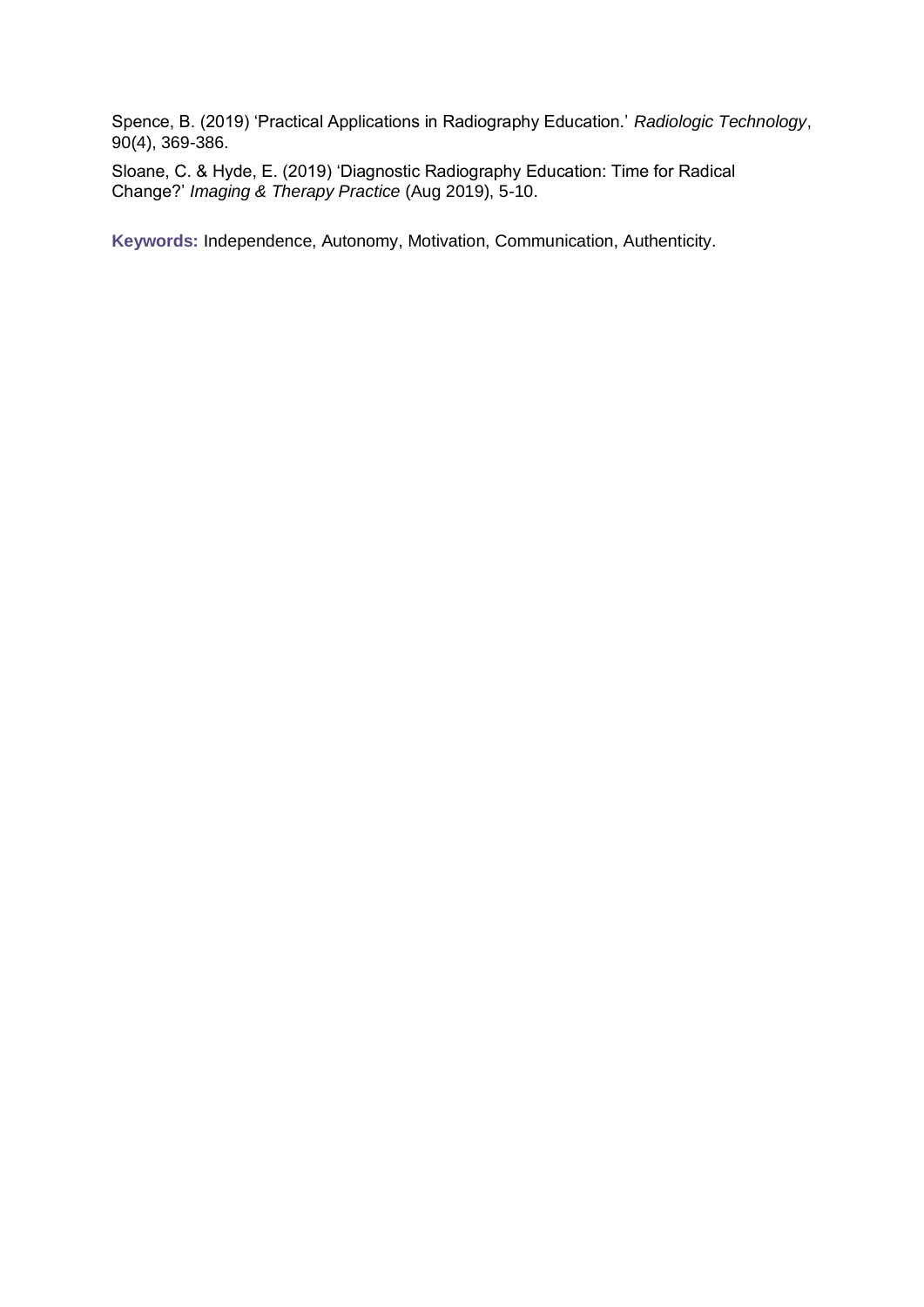Spence, B. (2019) 'Practical Applications in Radiography Education.' *Radiologic Technology*, 90(4), 369-386.

Sloane, C. & Hyde, E. (2019) 'Diagnostic Radiography Education: Time for Radical Change?' *Imaging & Therapy Practice* (Aug 2019), 5-10.

**Keywords:** Independence, Autonomy, Motivation, Communication, Authenticity.